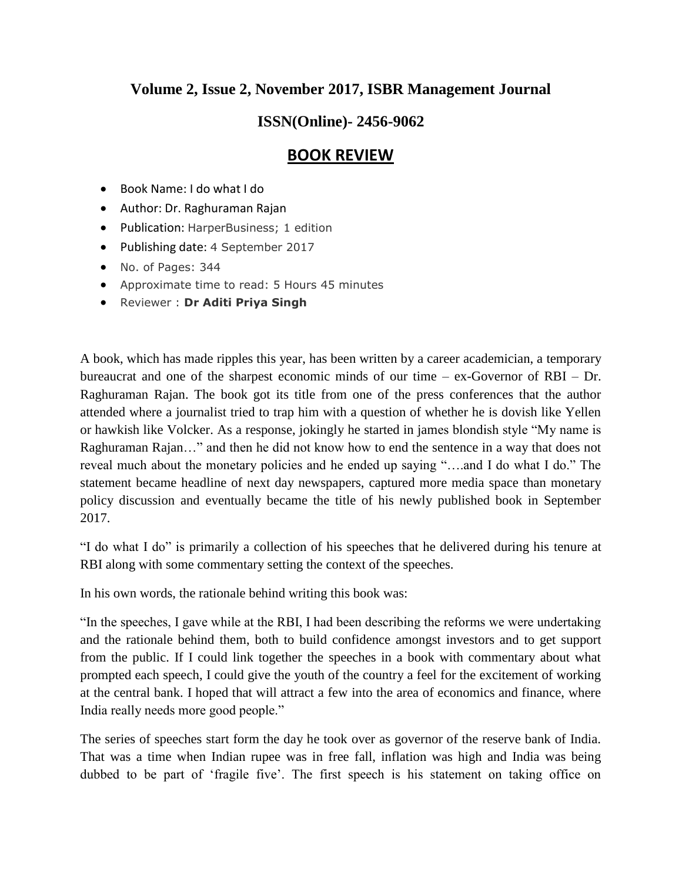**Volume 2, Issue 2, November 2017, ISBR Management Journal**

**ISSN(Online)- 2456-9062**

## BOOK REVIEW

- Book Name: I do what I do
- Author: Dr. Raghuraman Rajan
- Publication: HarperBusiness; 1 edition
- Publishing date: 4 September 2017
- No. of Pages: 344
- Approximate time to read: 5 Hours 45 minutes
- Reviewer : **Dr Aditi Priya Singh**

A book, which has made ripples this year, has been written by a career academician, a temporary bureaucrat and one of the sharpest economic minds of our time – ex-Governor of RBI – Dr. Raghuraman Rajan. The book got its title from one of the press conferences that the author attended where a journalist tried to trap him with a question of whether he is dovish like Yellen or hawkish like Volcker. As a response, jokingly he started in james blondish style "My name is Raghuraman Rajan…" and then he did not know how to end the sentence in a way that does not reveal much about the monetary policies and he ended up saying "….and I do what I do." The statement became headline of next day newspapers, captured more media space than monetary policy discussion and eventually became the title of his newly published book in September 2017.

"I do what I do" is primarily a collection of his speeches that he delivered during his tenure at RBI along with some commentary setting the context of the speeches.

In his own words, the rationale behind writing this book was:

"In the speeches, I gave while at the RBI, I had been describing the reforms we were undertaking and the rationale behind them, both to build confidence amongst investors and to get support from the public. If I could link together the speeches in a book with commentary about what prompted each speech, I could give the youth of the country a feel for the excitement of working at the central bank. I hoped that will attract a few into the area of economics and finance, where India really needs more good people."

The series of speeches start form the day he took over as governor of the reserve bank of India. That was a time when Indian rupee was in free fall, inflation was high and India was being dubbed to be part of 'fragile five'. The first speech is his statement on taking office on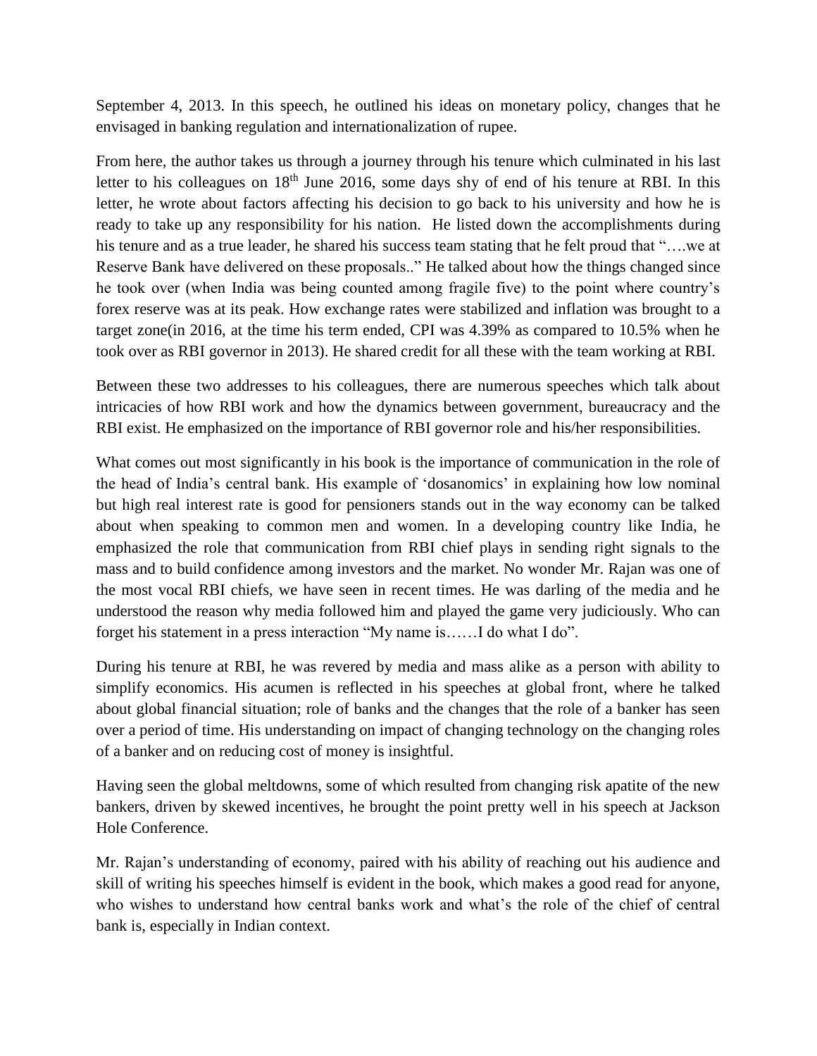September 4, 2013. In this speech, he outlined his ideas on monetary policy, changes that he envisaged in banking regulation and internationalization of rupee.

From here, the author takes us through a journey through his tenure which culminated in his last letter to his colleagues on 18th June 2016, some days shy of end of his tenure at RBI. In this letter, he wrote about factors affecting his decision to go back to his university and how he is ready to take up any responsibility for his nation. He listed down the accomplishments during his tenure and as a true leader, he shared his success team stating that he felt proud that "….we at Reserve Bank have delivered on these proposals.." He talked about how the things changed since he took over (when India was being counted among fragile five) to the point where country's forex reserve was at its peak. How exchange rates were stabilized and inflation was brought to a target zone(in 2016, at the time his term ended, CPI was 4.39% as compared to 10.5% when he took over as RBI governor in 2013). He shared credit for all these with the team working at RBI.

Between these two addresses to his colleagues, there are numerous speeches which talk about intricacies of how RBI work and how the dynamics between government, bureaucracy and the RBI exist. He emphasized on the importance of RBI governor role and his/her responsibilities.

What comes out most significantly in his book is the importance of communication in the role of the head of India's central bank. His example of 'dosanomics' in explaining how low nominal but high real interest rate is good for pensioners stands out in the way economy can be talked about when speaking to common men and women. In a developing country like India, he emphasized the role that communication from RBI chief plays in sending right signals to the mass and to build confidence among investors and the market. No wonder Mr. Rajan was one of the most vocal RBI chiefs, we have seen in recent times. He was darling of the media and he understood the reason why media followed him and played the game very judiciously. Who can forget his statement in a press interaction "My name is……I do what I do".

During his tenure at RBI, he was revered by media and mass alike as a person with ability to simplify economics. His acumen is reflected in his speeches at global front, where he talked about global financial situation; role of banks and the changes that the role of a banker has seen over a period of time. His understanding on impact of changing technology on the changing roles of a banker and on reducing cost of money is insightful.

Having seen the global meltdowns, some of which resulted from changing risk apatite of the new bankers, driven by skewed incentives, he brought the point pretty well in his speech at Jackson Hole Conference.

Mr. Rajan's understanding of economy, paired with his ability of reaching out his audience and skill of writing his speeches himself is evident in the book, which makes a good read for anyone, who wishes to understand how central banks work and what's the role of the chief of central bank is, especially in Indian context.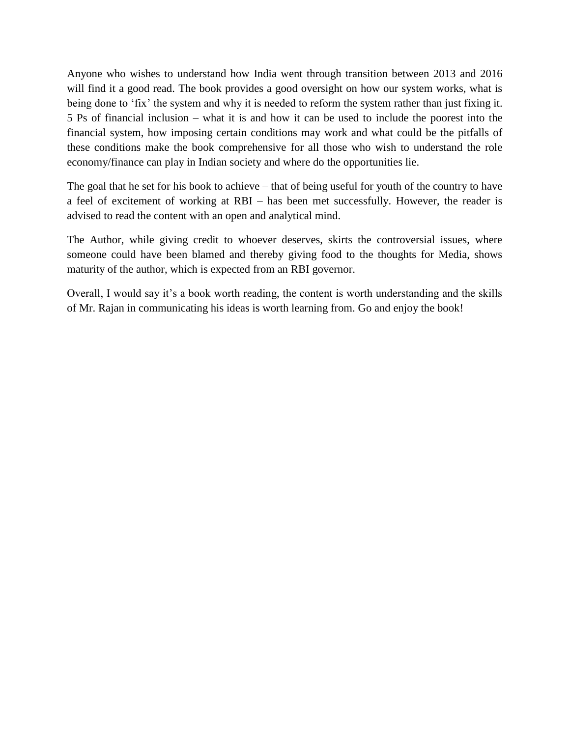Anyone who wishes to understand how India went through transition between 2013 and 2016 will find it a good read. The book provides a good oversight on how our system works, what is being done to 'fix' the system and why it is needed to reform the system rather than just fixing it. 5 Ps of financial inclusion – what it is and how it can be used to include the poorest into the financial system, how imposing certain conditions may work and what could be the pitfalls of these conditions make the book comprehensive for all those who wish to understand the role economy/finance can play in Indian society and where do the opportunities lie.

The goal that he set for his book to achieve – that of being useful for youth of the country to have a feel of excitement of working at RBI – has been met successfully. However, the reader is advised to read the content with an open and analytical mind.

The Author, while giving credit to whoever deserves, skirts the controversial issues, where someone could have been blamed and thereby giving food to the thoughts for Media, shows maturity of the author, which is expected from an RBI governor.

Overall, I would say it's a book worth reading, the content is worth understanding and the skills of Mr. Rajan in communicating his ideas is worth learning from. Go and enjoy the book!